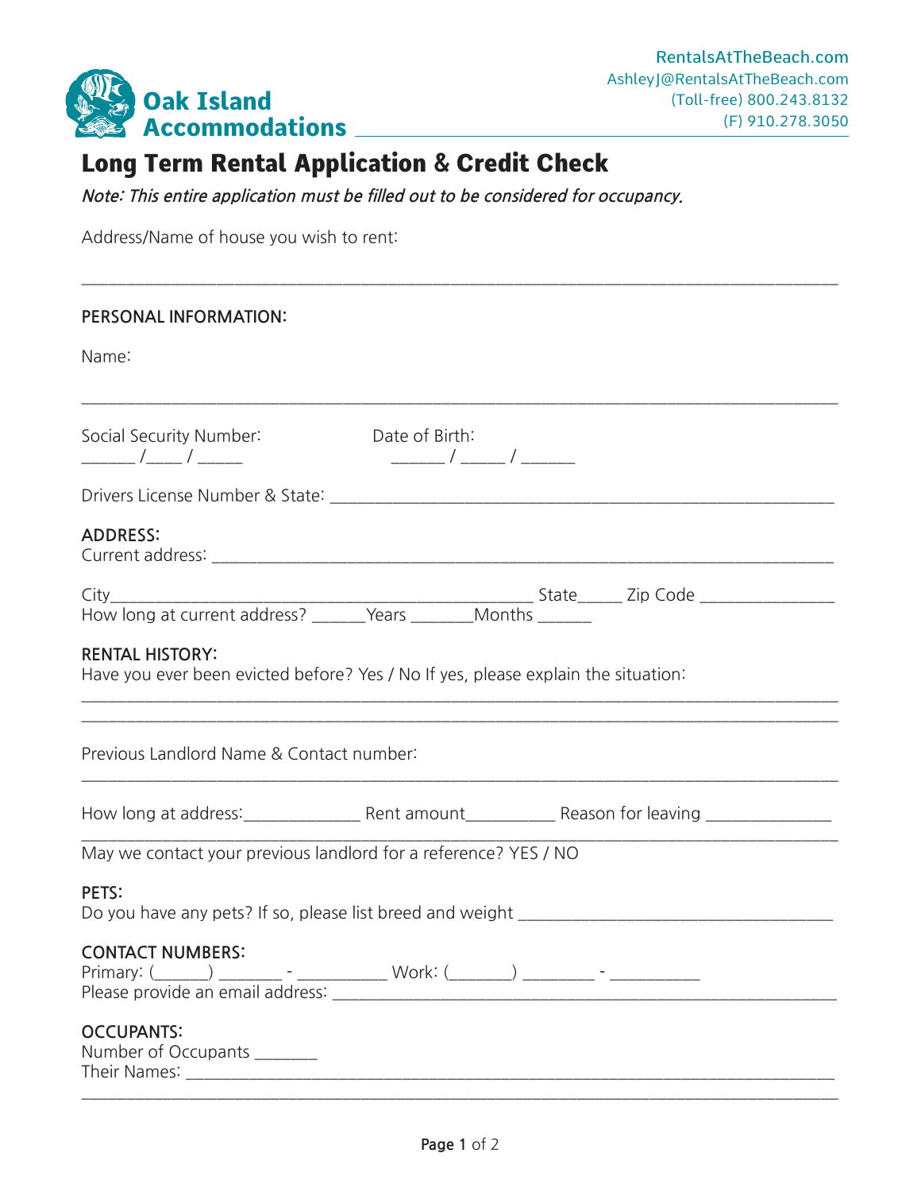**Oak Island Accommodations**

RentalsAtTheBeach.com
AshleyJ@RentalsAtTheBeach.com
(Toll-free) 800.243.8132
(F) 910.278.3050

# Long Term Rental Application & Credit Check

***Note: This entire application must be filled out to be considered for occupancy.***

Address/Name of house you wish to rent:

_______________________________________________________________________________

PERSONAL INFORMATION:

Name:

_______________________________________________________________________________

Social Security Number: ______ /____ / _____ Date of Birth: ______ / _____ / ______

Drivers License Number & State: _______________________________________________

ADDRESS:
Current address: _______________________________________________________________

City_______________________________________ State_____ Zip Code ______________
How long at current address? ______Years _______Months ______

RENTAL HISTORY:
Have you ever been evicted before? Yes / No If yes, please explain the situation:

_______________________________________________________________________________
_______________________________________________________________________________

Previous Landlord Name & Contact number:

_______________________________________________________________________________

How long at address:_____________ Rent amount__________ Reason for leaving ______________
_______________________________________________________________________________

May we contact your previous landlord for a reference? YES / NO

PETS:
Do you have any pets? If so, please list breed and weight _____________________________

CONTACT NUMBERS:
Primary: (______) _______ - __________ Work: (_______) ________ - __________
Please provide an email address: _________________________________________________

OCCUPANTS:
Number of Occupants _______
Their Names: ___________________________________________________________________
_______________________________________________________________________________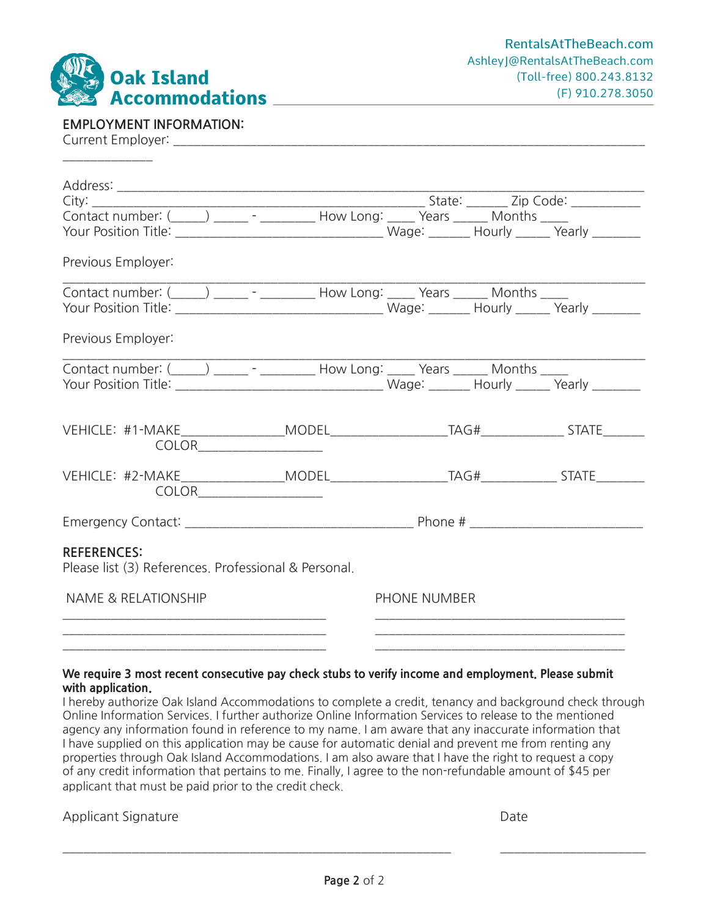**Oak Island Accommodations**

RentalsAtTheBeach.com
AshleyJ@RentalsAtTheBeach.com
(Toll-free) 800.243.8132
(F) 910.278.3050

**EMPLOYMENT INFORMATION:**

Current Employer: _______________________________________________________________________
_____________

Address: _________________________________________________________________________
City: ________________________________________________ State: ______ Zip Code: __________
Contact number: (_____) _____ - ________ How Long: ____ Years _____ Months ____
Your Position Title: ______________________________ Wage: ______ Hourly _____ Yearly _______

Previous Employer:
_______________________________________________________________________________
Contact number: (_____) _____ - ________ How Long: ____ Years _____ Months ____
Your Position Title: ______________________________ Wage: ______ Hourly _____ Yearly _______

Previous Employer:
_______________________________________________________________________________
Contact number: (_____) _____ - ________ How Long: ____ Years _____ Months ____
Your Position Title: ______________________________ Wage: ______ Hourly _____ Yearly _______

VEHICLE: #1-MAKE_______________MODEL_________________TAG#____________ STATE______
COLOR__________________

VEHICLE: #2-MAKE_______________MODEL_________________TAG#___________ STATE_______
COLOR__________________

Emergency Contact: _________________________________ Phone # _________________________

**REFERENCES:**

Please list (3) References. Professional & Personal.

| NAME & RELATIONSHIP | PHONE NUMBER |
|---|---|
| _______________________________________ | _____________________________________ |
| _______________________________________ | _____________________________________ |
| _______________________________________ | _____________________________________ |

**We require 3 most recent consecutive pay check stubs to verify income and employment. Please submit with application.**

I hereby authorize Oak Island Accommodations to complete a credit, tenancy and background check through Online Information Services. I further authorize Online Information Services to release to the mentioned agency any information found in reference to my name. I am aware that any inaccurate information that I have supplied on this application may be cause for automatic denial and prevent me from renting any properties through Oak Island Accommodations. I am also aware that I have the right to request a copy of any credit information that pertains to me. Finally, I agree to the non-refundable amount of $45 per applicant that must be paid prior to the credit check.

Applicant Signature ___________________________________________________________

Date _____________________